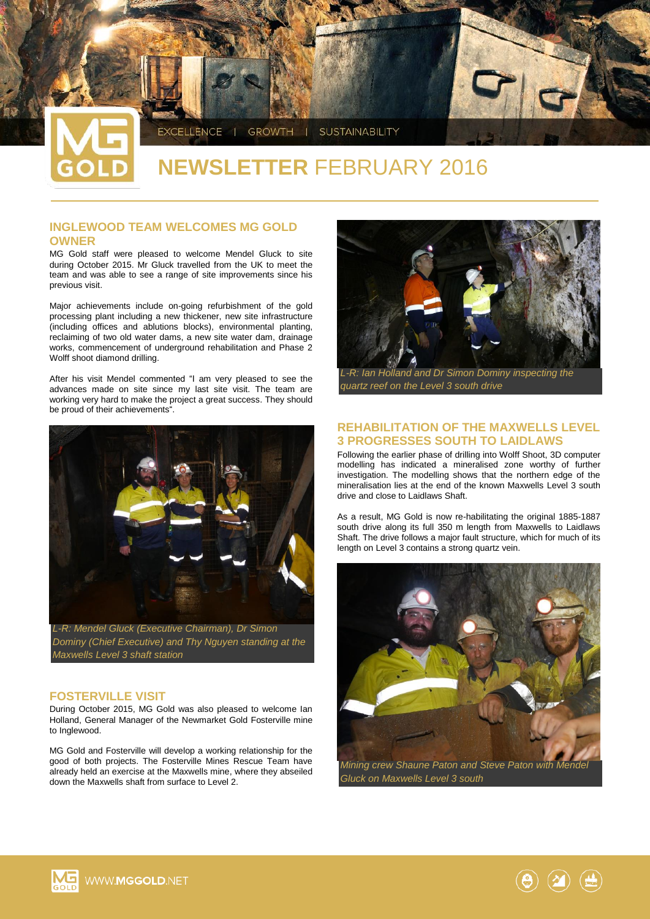EXCELLENCE | GROWTH | SUSTAINABILITY

# NEWSLETTER FEBRUARY 2016

## INGLEWOOD TEAM WELCOMES MG GOLD OWNER

MG Gold staff were pleased to welcome Mendel Gluck to site during October 2015. Mr Gluck travelled from the UK to meet the team and was able to see a range of site improvements since his previous visit.

Major achievements include on-going refurbishment of the gold processing plant including a new thickener, new site infrastructure (including offices and ablutions blocks), environmental planting, reclaiming of two old water dams, a new site water dam, drainage works, commencement of underground rehabilitation and Phase 2 Wolff shoot diamond drilling.

After his visit Mendel commented "I am very pleased to see the advances made on site since my last site visit. The team are working very hard to make the project a great success. They should be proud of their achievements".

*L-R: Mendel Gluck (Executive Chairman), Dr Simon Dominy (Chief Executive) and Thy Nguyen standing at the Maxwells Level 3 shaft station*

## FOSTERVILLE VISIT

During October 2015, MG Gold was also pleased to welcome Ian Holland, General Manager of the Newmarket Gold Fosterville mine to Inglewood.

MG Gold and Fosterville will develop a working relationship for the good of both projects. The Fosterville Mines Rescue Team have already held an exercise at the Maxwells mine, where they abseiled down the Maxwells shaft from surface to Level 2.

*L-R: Ian Holland and Dr Simon Dominy inspecting the quartz reef on the Level 3 south drive*

## REHABILITATION OF THE MAXWELLS LEVEL 3 PROGRESSES SOUTH TO LAIDLAWS

Following the earlier phase of drilling into Wolff Shoot, 3D computer modelling has indicated a mineralised zone worthy of further investigation. The modelling shows that the northern edge of the mineralisation lies at the end of the known Maxwells Level 3 south drive and close to Laidlaws Shaft.

As a result, MG Gold is now re-habilitating the original 1885-1887 south drive along its full 350 m length from Maxwells to Laidlaws Shaft. The drive follows a major fault structure, which for much of its length on Level 3 contains a strong quartz vein.

*Mining crew Shaune Paton and Steve Paton with Mendel Gluck on Maxwells Level 3 south*

WWW.MGGOLD.NET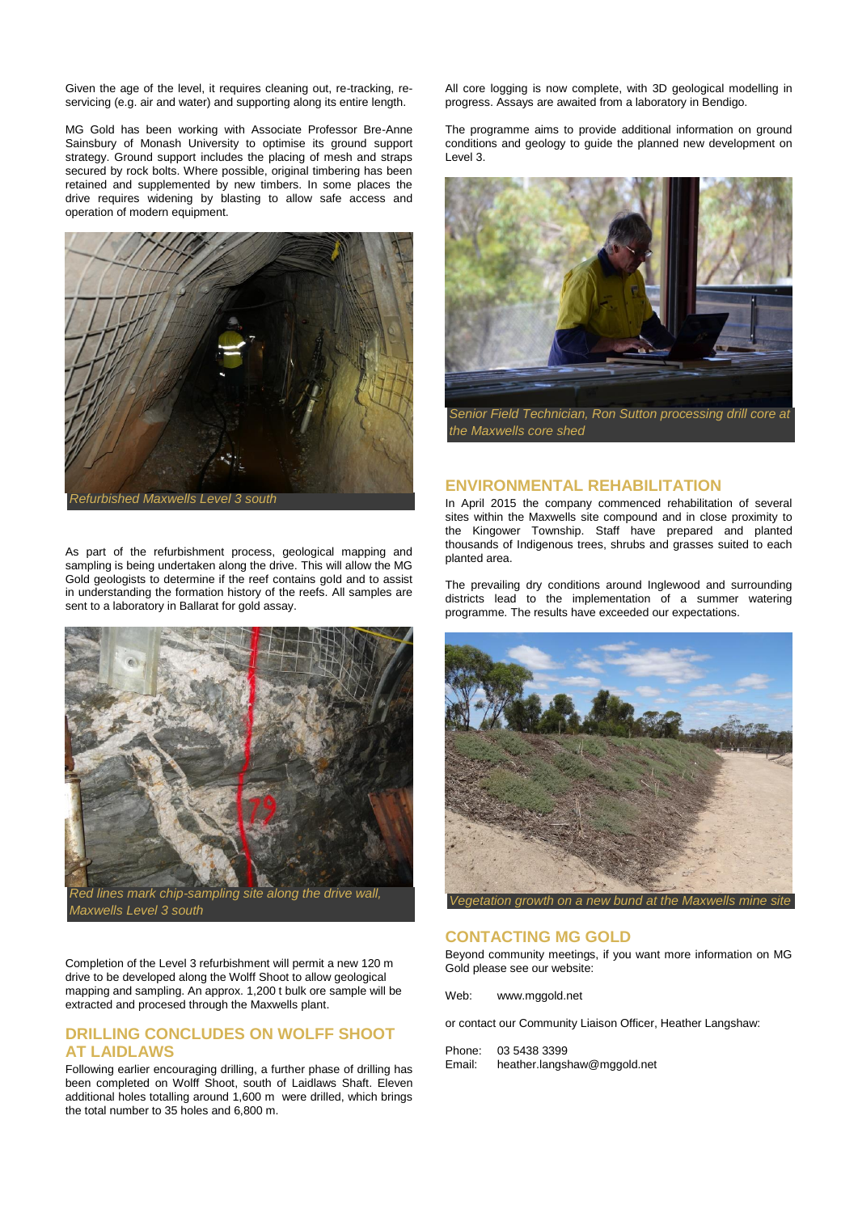Given the age of the level, it requires cleaning out, re-tracking, re-servicing (e.g. air and water) and supporting along its entire length.

MG Gold has been working with Associate Professor Bre-Anne Sainsbury of Monash University to optimise its ground support strategy. Ground support includes the placing of mesh and straps secured by rock bolts. Where possible, original timbering has been retained and supplemented by new timbers. In some places the drive requires widening by blasting to allow safe access and operation of modern equipment.

*Refurbished Maxwells Level 3 south*

As part of the refurbishment process, geological mapping and sampling is being undertaken along the drive. This will allow the MG Gold geologists to determine if the reef contains gold and to assist in understanding the formation history of the reefs. All samples are sent to a laboratory in Ballarat for gold assay.

*Red lines mark chip-sampling site along the drive wall, Maxwells Level 3 south*

Completion of the Level 3 refurbishment will permit a new 120 m drive to be developed along the Wolff Shoot to allow geological mapping and sampling. An approx. 1,200 t bulk ore sample will be extracted and procesed through the Maxwells plant.

## DRILLING CONCLUDES ON WOLFF SHOOT AT LAIDLAWS

Following earlier encouraging drilling, a further phase of drilling has been completed on Wolff Shoot, south of Laidlaws Shaft. Eleven additional holes totalling around 1,600 m were drilled, which brings the total number to 35 holes and 6,800 m.

All core logging is now complete, with 3D geological modelling in progress. Assays are awaited from a laboratory in Bendigo.

The programme aims to provide additional information on ground conditions and geology to guide the planned new development on Level 3.

*Senior Field Technician, Ron Sutton processing drill core at the Maxwells core shed*

## ENVIRONMENTAL REHABILITATION

In April 2015 the company commenced rehabilitation of several sites within the Maxwells site compound and in close proximity to the Kingower Township. Staff have prepared and planted thousands of Indigenous trees, shrubs and grasses suited to each planted area.

The prevailing dry conditions around Inglewood and surrounding districts lead to the implementation of a summer watering programme. The results have exceeded our expectations.

*Vegetation growth on a new bund at the Maxwells mine site*

## CONTACTING MG GOLD

Beyond community meetings, if you want more information on MG Gold please see our website:

Web: www.mggold.net

or contact our Community Liaison Officer, Heather Langshaw:

Phone: 03 5438 3399
Email: heather.langshaw@mggold.net